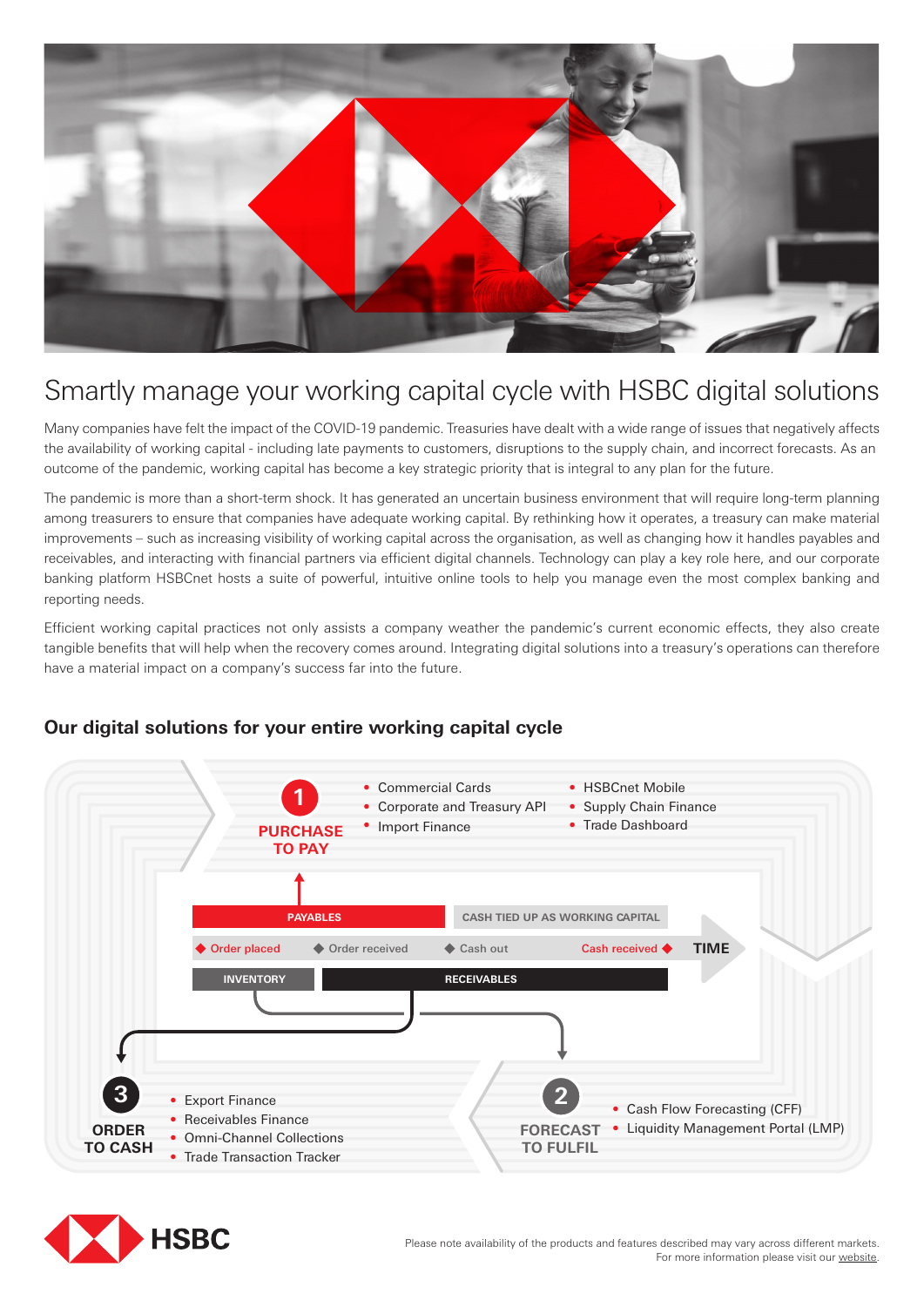# Smartly manage your working capital cycle with HSBC digital solutions

Many companies have felt the impact of the COVID-19 pandemic. Treasuries have dealt with a wide range of issues that negatively affects the availability of working capital - including late payments to customers, disruptions to the supply chain, and incorrect forecasts. As an outcome of the pandemic, working capital has become a key strategic priority that is integral to any plan for the future.

The pandemic is more than a short-term shock. It has generated an uncertain business environment that will require long-term planning among treasurers to ensure that companies have adequate working capital. By rethinking how it operates, a treasury can make material improvements – such as increasing visibility of working capital across the organisation, as well as changing how it handles payables and receivables, and interacting with financial partners via efficient digital channels. Technology can play a key role here, and our corporate banking platform HSBCnet hosts a suite of powerful, intuitive online tools to help you manage even the most complex banking and reporting needs.

Efficient working capital practices not only assists a company weather the pandemic's current economic effects, they also create tangible benefits that will help when the recovery comes around. Integrating digital solutions into a treasury's operations can therefore have a material impact on a company's success far into the future.

## Our digital solutions for your entire working capital cycle

**1 PURCHASE TO PAY**

- Commercial Cards
- Corporate and Treasury API
- Import Finance
- HSBCnet Mobile
- Supply Chain Finance
- Trade Dashboard

PAYABLES | CASH TIED UP AS WORKING CAPITAL

Order placed → Order received → Cash out → Cash received → TIME

INVENTORY | RECEIVABLES

**2 FORECAST TO FULFIL**

- Cash Flow Forecasting (CFF)
- Liquidity Management Portal (LMP)

**3 ORDER TO CASH**

- Export Finance
- Receivables Finance
- Omni-Channel Collections
- Trade Transaction Tracker

HSBC

Please note availability of the products and features described may vary across different markets.
For more information please visit our website.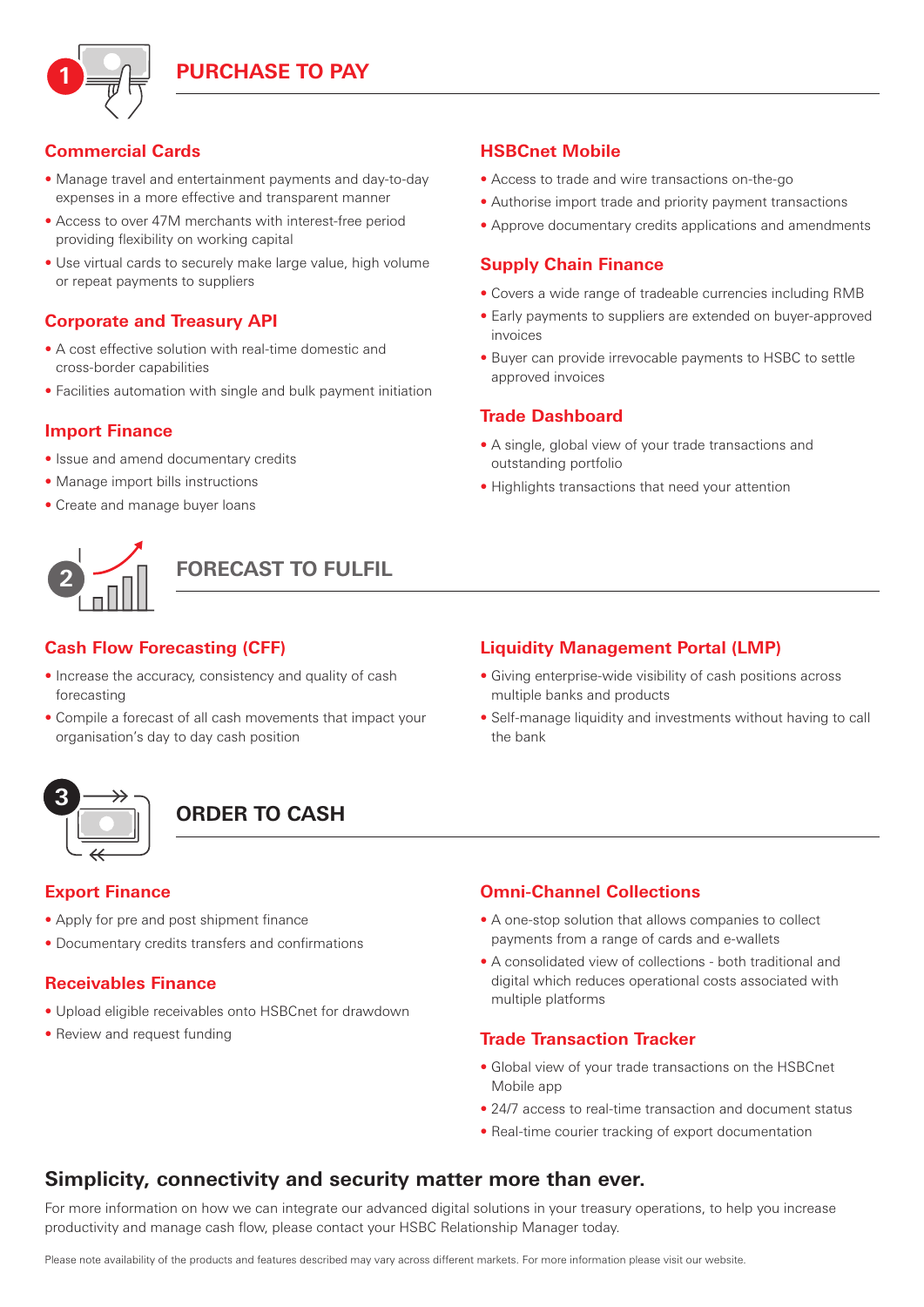## 1 PURCHASE TO PAY

### Commercial Cards

- Manage travel and entertainment payments and day-to-day expenses in a more effective and transparent manner
- Access to over 47M merchants with interest-free period providing flexibility on working capital
- Use virtual cards to securely make large value, high volume or repeat payments to suppliers

### Corporate and Treasury API

- A cost effective solution with real-time domestic and cross-border capabilities
- Facilities automation with single and bulk payment initiation

### Import Finance

- Issue and amend documentary credits
- Manage import bills instructions
- Create and manage buyer loans

### HSBCnet Mobile

- Access to trade and wire transactions on-the-go
- Authorise import trade and priority payment transactions
- Approve documentary credits applications and amendments

### Supply Chain Finance

- Covers a wide range of tradeable currencies including RMB
- Early payments to suppliers are extended on buyer-approved invoices
- Buyer can provide irrevocable payments to HSBC to settle approved invoices

### Trade Dashboard

- A single, global view of your trade transactions and outstanding portfolio
- Highlights transactions that need your attention

## 2 FORECAST TO FULFIL

### Cash Flow Forecasting (CFF)

- Increase the accuracy, consistency and quality of cash forecasting
- Compile a forecast of all cash movements that impact your organisation's day to day cash position

### Liquidity Management Portal (LMP)

- Giving enterprise-wide visibility of cash positions across multiple banks and products
- Self-manage liquidity and investments without having to call the bank

## 3 ORDER TO CASH

### Export Finance

- Apply for pre and post shipment finance
- Documentary credits transfers and confirmations

### Receivables Finance

- Upload eligible receivables onto HSBCnet for drawdown
- Review and request funding

### Omni-Channel Collections

- A one-stop solution that allows companies to collect payments from a range of cards and e-wallets
- A consolidated view of collections - both traditional and digital which reduces operational costs associated with multiple platforms

### Trade Transaction Tracker

- Global view of your trade transactions on the HSBCnet Mobile app
- 24/7 access to real-time transaction and document status
- Real-time courier tracking of export documentation

## Simplicity, connectivity and security matter more than ever.

For more information on how we can integrate our advanced digital solutions in your treasury operations, to help you increase productivity and manage cash flow, please contact your HSBC Relationship Manager today.

Please note availability of the products and features described may vary across different markets. For more information please visit our website.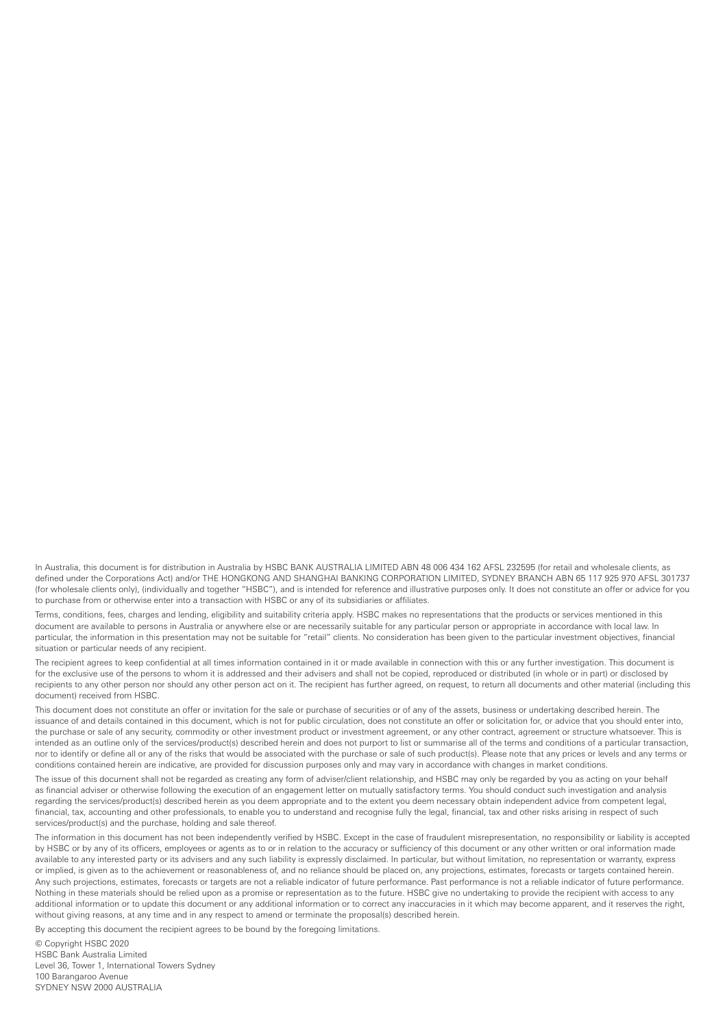In Australia, this document is for distribution in Australia by HSBC BANK AUSTRALIA LIMITED ABN 48 006 434 162 AFSL 232595 (for retail and wholesale clients, as defined under the Corporations Act) and/or THE HONGKONG AND SHANGHAI BANKING CORPORATION LIMITED, SYDNEY BRANCH ABN 65 117 925 970 AFSL 301737 (for wholesale clients only), (individually and together "HSBC"), and is intended for reference and illustrative purposes only. It does not constitute an offer or advice for you to purchase from or otherwise enter into a transaction with HSBC or any of its subsidiaries or affiliates.

Terms, conditions, fees, charges and lending, eligibility and suitability criteria apply. HSBC makes no representations that the products or services mentioned in this document are available to persons in Australia or anywhere else or are necessarily suitable for any particular person or appropriate in accordance with local law. In particular, the information in this presentation may not be suitable for "retail" clients. No consideration has been given to the particular investment objectives, financial situation or particular needs of any recipient.

The recipient agrees to keep confidential at all times information contained in it or made available in connection with this or any further investigation. This document is for the exclusive use of the persons to whom it is addressed and their advisers and shall not be copied, reproduced or distributed (in whole or in part) or disclosed by recipients to any other person nor should any other person act on it. The recipient has further agreed, on request, to return all documents and other material (including this document) received from HSBC.

This document does not constitute an offer or invitation for the sale or purchase of securities or of any of the assets, business or undertaking described herein. The issuance of and details contained in this document, which is not for public circulation, does not constitute an offer or solicitation for, or advice that you should enter into, the purchase or sale of any security, commodity or other investment product or investment agreement, or any other contract, agreement or structure whatsoever. This is intended as an outline only of the services/product(s) described herein and does not purport to list or summarise all of the terms and conditions of a particular transaction, nor to identify or define all or any of the risks that would be associated with the purchase or sale of such product(s). Please note that any prices or levels and any terms or conditions contained herein are indicative, are provided for discussion purposes only and may vary in accordance with changes in market conditions.

The issue of this document shall not be regarded as creating any form of adviser/client relationship, and HSBC may only be regarded by you as acting on your behalf as financial adviser or otherwise following the execution of an engagement letter on mutually satisfactory terms. You should conduct such investigation and analysis regarding the services/product(s) described herein as you deem appropriate and to the extent you deem necessary obtain independent advice from competent legal, financial, tax, accounting and other professionals, to enable you to understand and recognise fully the legal, financial, tax and other risks arising in respect of such services/product(s) and the purchase, holding and sale thereof.

The information in this document has not been independently verified by HSBC. Except in the case of fraudulent misrepresentation, no responsibility or liability is accepted by HSBC or by any of its officers, employees or agents as to or in relation to the accuracy or sufficiency of this document or any other written or oral information made available to any interested party or its advisers and any such liability is expressly disclaimed. In particular, but without limitation, no representation or warranty, express or implied, is given as to the achievement or reasonableness of, and no reliance should be placed on, any projections, estimates, forecasts or targets contained herein. Any such projections, estimates, forecasts or targets are not a reliable indicator of future performance. Past performance is not a reliable indicator of future performance. Nothing in these materials should be relied upon as a promise or representation as to the future. HSBC give no undertaking to provide the recipient with access to any additional information or to update this document or any additional information or to correct any inaccuracies in it which may become apparent, and it reserves the right, without giving reasons, at any time and in any respect to amend or terminate the proposal(s) described herein.

By accepting this document the recipient agrees to be bound by the foregoing limitations.

© Copyright HSBC 2020
HSBC Bank Australia Limited
Level 36, Tower 1, International Towers Sydney
100 Barangaroo Avenue
SYDNEY NSW 2000 AUSTRALIA